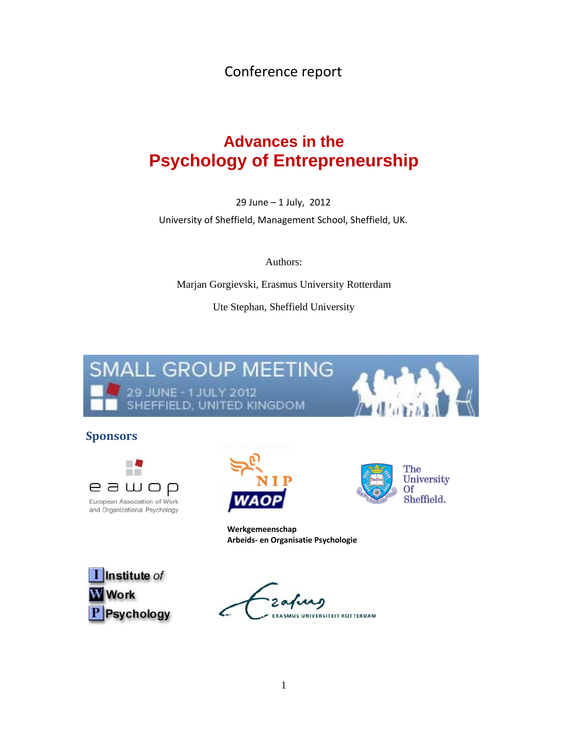Conference report

# Advances in the Psychology of Entrepreneurship

29 June – 1 July, 2012

University of Sheffield, Management School, Sheffield, UK.

Authors:

Marjan Gorgievski, Erasmus University Rotterdam

Ute Stephan, Sheffield University

SMALL GROUP MEETING

29 JUNE - 1 JULY 2012

SHEFFIELD, UNITED KINGDOM

## Sponsors

eawop – European Association of Work and Organizational Psychology

NIP WAOP

**Werkgemeenschap Arbeids- en Organisatie Psychologie**

The University Of Sheffield.

Institute of Work Psychology

Erasmus Universiteit Rotterdam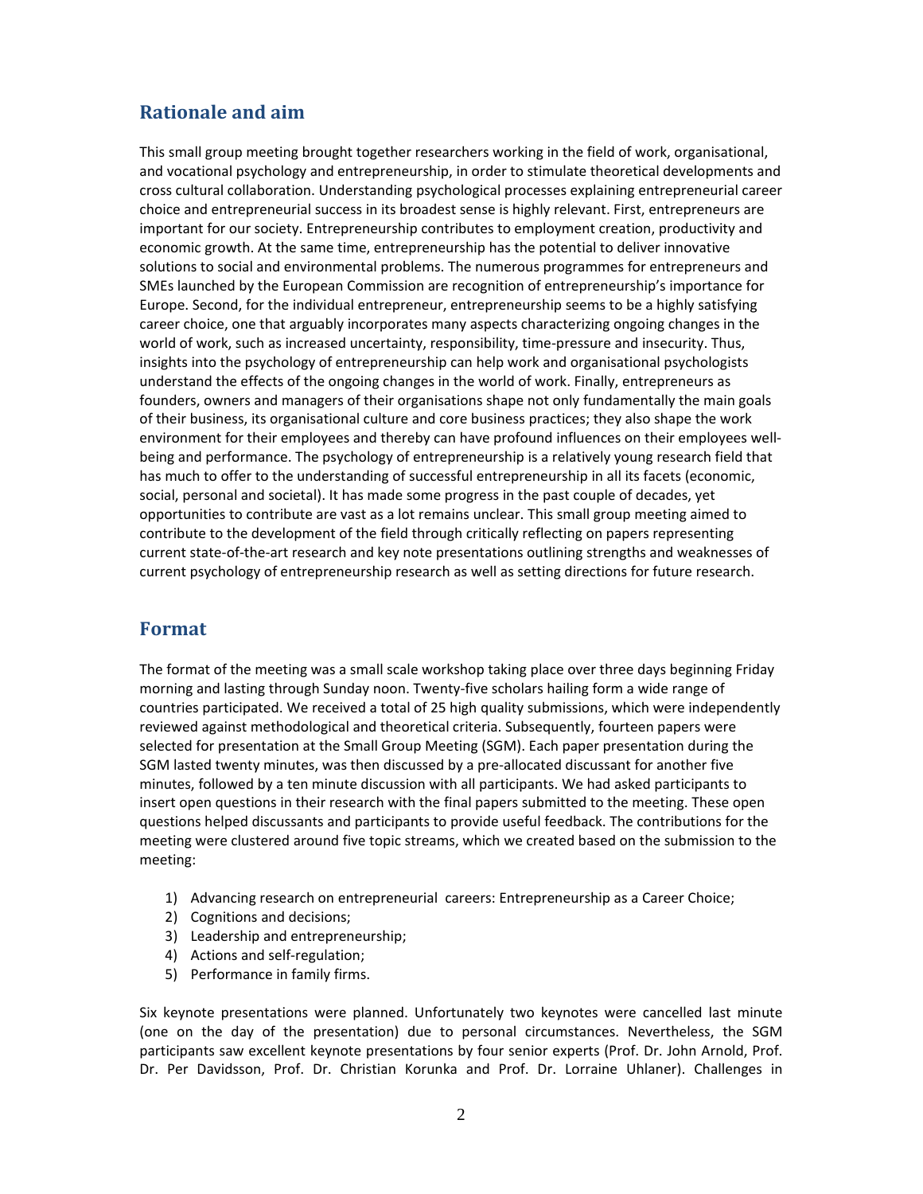## Rationale and aim

This small group meeting brought together researchers working in the field of work, organisational, and vocational psychology and entrepreneurship, in order to stimulate theoretical developments and cross cultural collaboration. Understanding psychological processes explaining entrepreneurial career choice and entrepreneurial success in its broadest sense is highly relevant. First, entrepreneurs are important for our society. Entrepreneurship contributes to employment creation, productivity and economic growth. At the same time, entrepreneurship has the potential to deliver innovative solutions to social and environmental problems. The numerous programmes for entrepreneurs and SMEs launched by the European Commission are recognition of entrepreneurship's importance for Europe. Second, for the individual entrepreneur, entrepreneurship seems to be a highly satisfying career choice, one that arguably incorporates many aspects characterizing ongoing changes in the world of work, such as increased uncertainty, responsibility, time-pressure and insecurity. Thus, insights into the psychology of entrepreneurship can help work and organisational psychologists understand the effects of the ongoing changes in the world of work. Finally, entrepreneurs as founders, owners and managers of their organisations shape not only fundamentally the main goals of their business, its organisational culture and core business practices; they also shape the work environment for their employees and thereby can have profound influences on their employees well-being and performance. The psychology of entrepreneurship is a relatively young research field that has much to offer to the understanding of successful entrepreneurship in all its facets (economic, social, personal and societal). It has made some progress in the past couple of decades, yet opportunities to contribute are vast as a lot remains unclear. This small group meeting aimed to contribute to the development of the field through critically reflecting on papers representing current state-of-the-art research and key note presentations outlining strengths and weaknesses of current psychology of entrepreneurship research as well as setting directions for future research.

## Format

The format of the meeting was a small scale workshop taking place over three days beginning Friday morning and lasting through Sunday noon. Twenty-five scholars hailing form a wide range of countries participated. We received a total of 25 high quality submissions, which were independently reviewed against methodological and theoretical criteria. Subsequently, fourteen papers were selected for presentation at the Small Group Meeting (SGM). Each paper presentation during the SGM lasted twenty minutes, was then discussed by a pre-allocated discussant for another five minutes, followed by a ten minute discussion with all participants. We had asked participants to insert open questions in their research with the final papers submitted to the meeting. These open questions helped discussants and participants to provide useful feedback. The contributions for the meeting were clustered around five topic streams, which we created based on the submission to the meeting:

1) Advancing research on entrepreneurial careers: Entrepreneurship as a Career Choice;
2) Cognitions and decisions;
3) Leadership and entrepreneurship;
4) Actions and self-regulation;
5) Performance in family firms.

Six keynote presentations were planned. Unfortunately two keynotes were cancelled last minute (one on the day of the presentation) due to personal circumstances. Nevertheless, the SGM participants saw excellent keynote presentations by four senior experts (Prof. Dr. John Arnold, Prof. Dr. Per Davidsson, Prof. Dr. Christian Korunka and Prof. Dr. Lorraine Uhlaner). Challenges in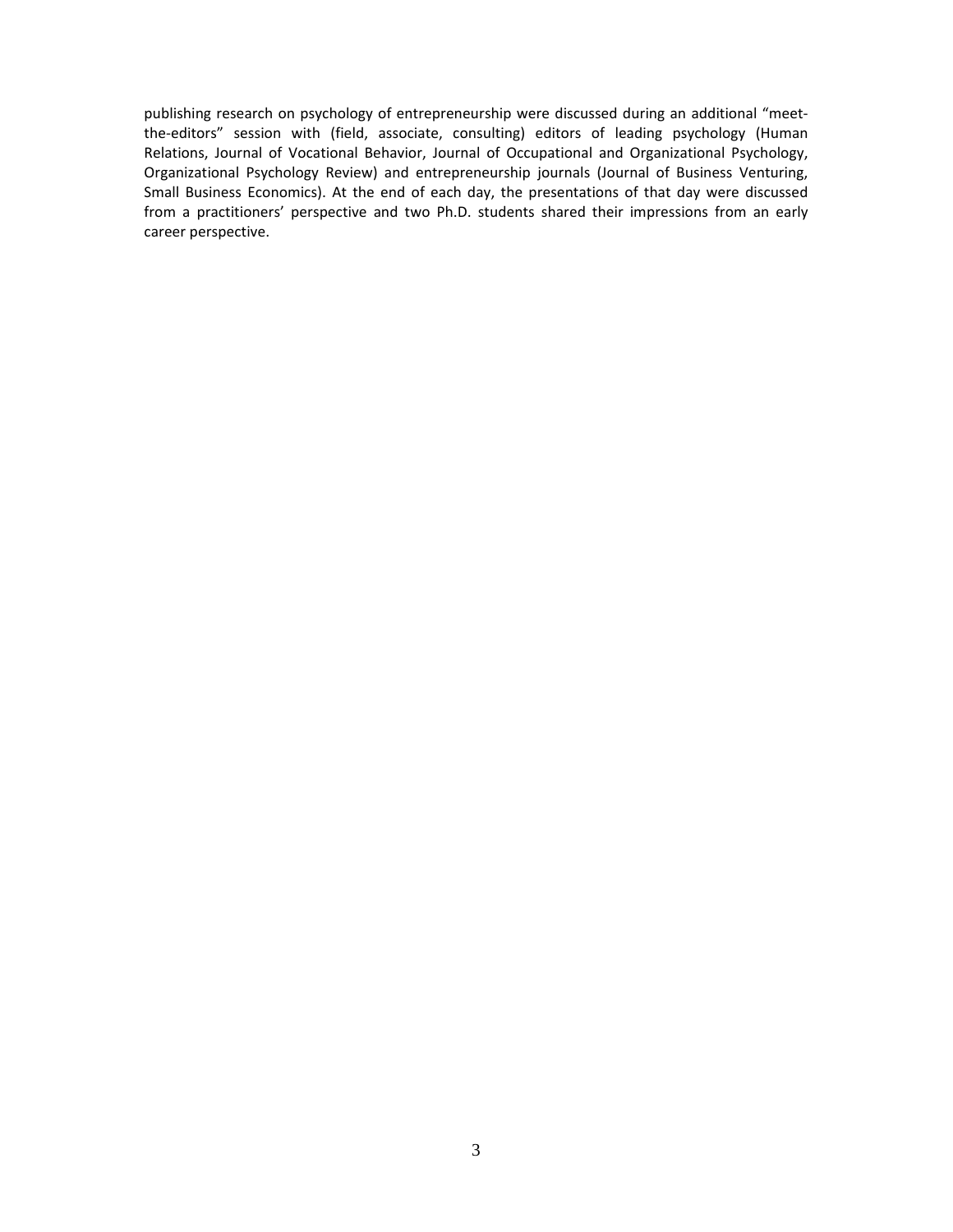publishing research on psychology of entrepreneurship were discussed during an additional "meet-the-editors" session with (field, associate, consulting) editors of leading psychology (Human Relations, Journal of Vocational Behavior, Journal of Occupational and Organizational Psychology, Organizational Psychology Review) and entrepreneurship journals (Journal of Business Venturing, Small Business Economics). At the end of each day, the presentations of that day were discussed from a practitioners' perspective and two Ph.D. students shared their impressions from an early career perspective.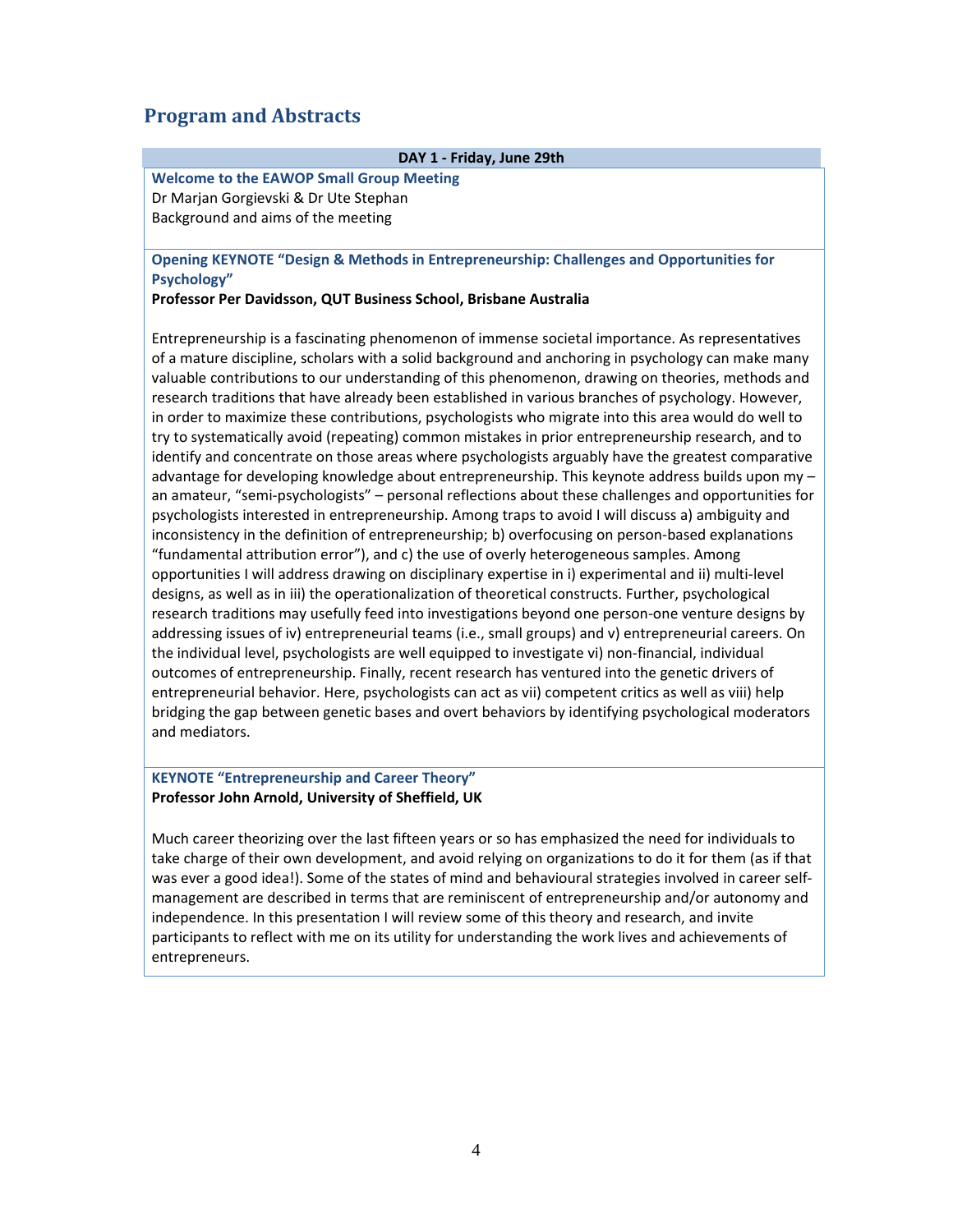## Program and Abstracts

**DAY 1 - Friday, June 29th**

**Welcome to the EAWOP Small Group Meeting**
Dr Marjan Gorgievski & Dr Ute Stephan
Background and aims of the meeting

**Opening KEYNOTE "Design & Methods in Entrepreneurship: Challenges and Opportunities for Psychology"**
**Professor Per Davidsson, QUT Business School, Brisbane Australia**

Entrepreneurship is a fascinating phenomenon of immense societal importance. As representatives of a mature discipline, scholars with a solid background and anchoring in psychology can make many valuable contributions to our understanding of this phenomenon, drawing on theories, methods and research traditions that have already been established in various branches of psychology. However, in order to maximize these contributions, psychologists who migrate into this area would do well to try to systematically avoid (repeating) common mistakes in prior entrepreneurship research, and to identify and concentrate on those areas where psychologists arguably have the greatest comparative advantage for developing knowledge about entrepreneurship. This keynote address builds upon my – an amateur, "semi-psychologists" – personal reflections about these challenges and opportunities for psychologists interested in entrepreneurship. Among traps to avoid I will discuss a) ambiguity and inconsistency in the definition of entrepreneurship; b) overfocusing on person-based explanations "fundamental attribution error"), and c) the use of overly heterogeneous samples. Among opportunities I will address drawing on disciplinary expertise in i) experimental and ii) multi-level designs, as well as in iii) the operationalization of theoretical constructs. Further, psychological research traditions may usefully feed into investigations beyond one person-one venture designs by addressing issues of iv) entrepreneurial teams (i.e., small groups) and v) entrepreneurial careers. On the individual level, psychologists are well equipped to investigate vi) non-financial, individual outcomes of entrepreneurship. Finally, recent research has ventured into the genetic drivers of entrepreneurial behavior. Here, psychologists can act as vii) competent critics as well as viii) help bridging the gap between genetic bases and overt behaviors by identifying psychological moderators and mediators.

**KEYNOTE "Entrepreneurship and Career Theory"**
**Professor John Arnold, University of Sheffield, UK**

Much career theorizing over the last fifteen years or so has emphasized the need for individuals to take charge of their own development, and avoid relying on organizations to do it for them (as if that was ever a good idea!). Some of the states of mind and behavioural strategies involved in career self-management are described in terms that are reminiscent of entrepreneurship and/or autonomy and independence. In this presentation I will review some of this theory and research, and invite participants to reflect with me on its utility for understanding the work lives and achievements of entrepreneurs.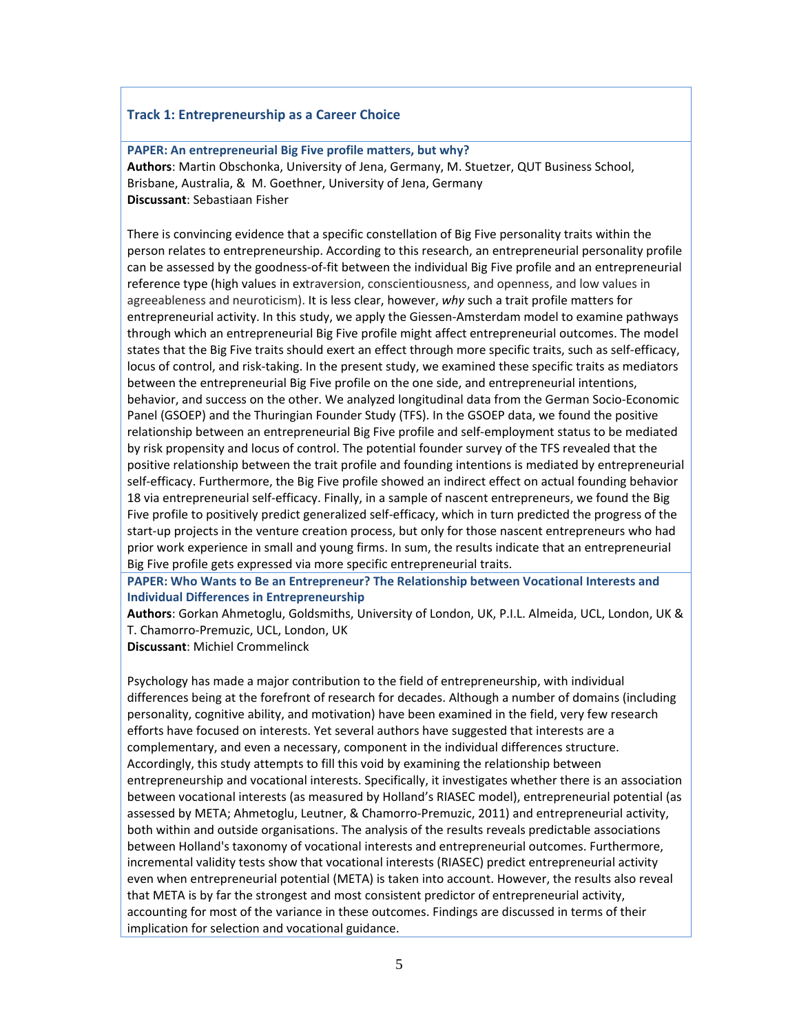## Track 1: Entrepreneurship as a Career Choice

### PAPER: An entrepreneurial Big Five profile matters, but why?

**Authors**: Martin Obschonka, University of Jena, Germany, M. Stuetzer, QUT Business School, Brisbane, Australia, & M. Goethner, University of Jena, Germany
**Discussant**: Sebastiaan Fisher

There is convincing evidence that a specific constellation of Big Five personality traits within the person relates to entrepreneurship. According to this research, an entrepreneurial personality profile can be assessed by the goodness-of-fit between the individual Big Five profile and an entrepreneurial reference type (high values in extraversion, conscientiousness, and openness, and low values in agreeableness and neuroticism). It is less clear, however, *why* such a trait profile matters for entrepreneurial activity. In this study, we apply the Giessen-Amsterdam model to examine pathways through which an entrepreneurial Big Five profile might affect entrepreneurial outcomes. The model states that the Big Five traits should exert an effect through more specific traits, such as self-efficacy, locus of control, and risk-taking. In the present study, we examined these specific traits as mediators between the entrepreneurial Big Five profile on the one side, and entrepreneurial intentions, behavior, and success on the other. We analyzed longitudinal data from the German Socio-Economic Panel (GSOEP) and the Thuringian Founder Study (TFS). In the GSOEP data, we found the positive relationship between an entrepreneurial Big Five profile and self-employment status to be mediated by risk propensity and locus of control. The potential founder survey of the TFS revealed that the positive relationship between the trait profile and founding intentions is mediated by entrepreneurial self-efficacy. Furthermore, the Big Five profile showed an indirect effect on actual founding behavior 18 via entrepreneurial self-efficacy. Finally, in a sample of nascent entrepreneurs, we found the Big Five profile to positively predict generalized self-efficacy, which in turn predicted the progress of the start-up projects in the venture creation process, but only for those nascent entrepreneurs who had prior work experience in small and young firms. In sum, the results indicate that an entrepreneurial Big Five profile gets expressed via more specific entrepreneurial traits.

### PAPER: Who Wants to Be an Entrepreneur? The Relationship between Vocational Interests and Individual Differences in Entrepreneurship

**Authors**: Gorkan Ahmetoglu, Goldsmiths, University of London, UK, P.I.L. Almeida, UCL, London, UK & T. Chamorro-Premuzic, UCL, London, UK
**Discussant**: Michiel Crommelinck

Psychology has made a major contribution to the field of entrepreneurship, with individual differences being at the forefront of research for decades. Although a number of domains (including personality, cognitive ability, and motivation) have been examined in the field, very few research efforts have focused on interests. Yet several authors have suggested that interests are a complementary, and even a necessary, component in the individual differences structure. Accordingly, this study attempts to fill this void by examining the relationship between entrepreneurship and vocational interests. Specifically, it investigates whether there is an association between vocational interests (as measured by Holland's RIASEC model), entrepreneurial potential (as assessed by META; Ahmetoglu, Leutner, & Chamorro-Premuzic, 2011) and entrepreneurial activity, both within and outside organisations. The analysis of the results reveals predictable associations between Holland's taxonomy of vocational interests and entrepreneurial outcomes. Furthermore, incremental validity tests show that vocational interests (RIASEC) predict entrepreneurial activity even when entrepreneurial potential (META) is taken into account. However, the results also reveal that META is by far the strongest and most consistent predictor of entrepreneurial activity, accounting for most of the variance in these outcomes. Findings are discussed in terms of their implication for selection and vocational guidance.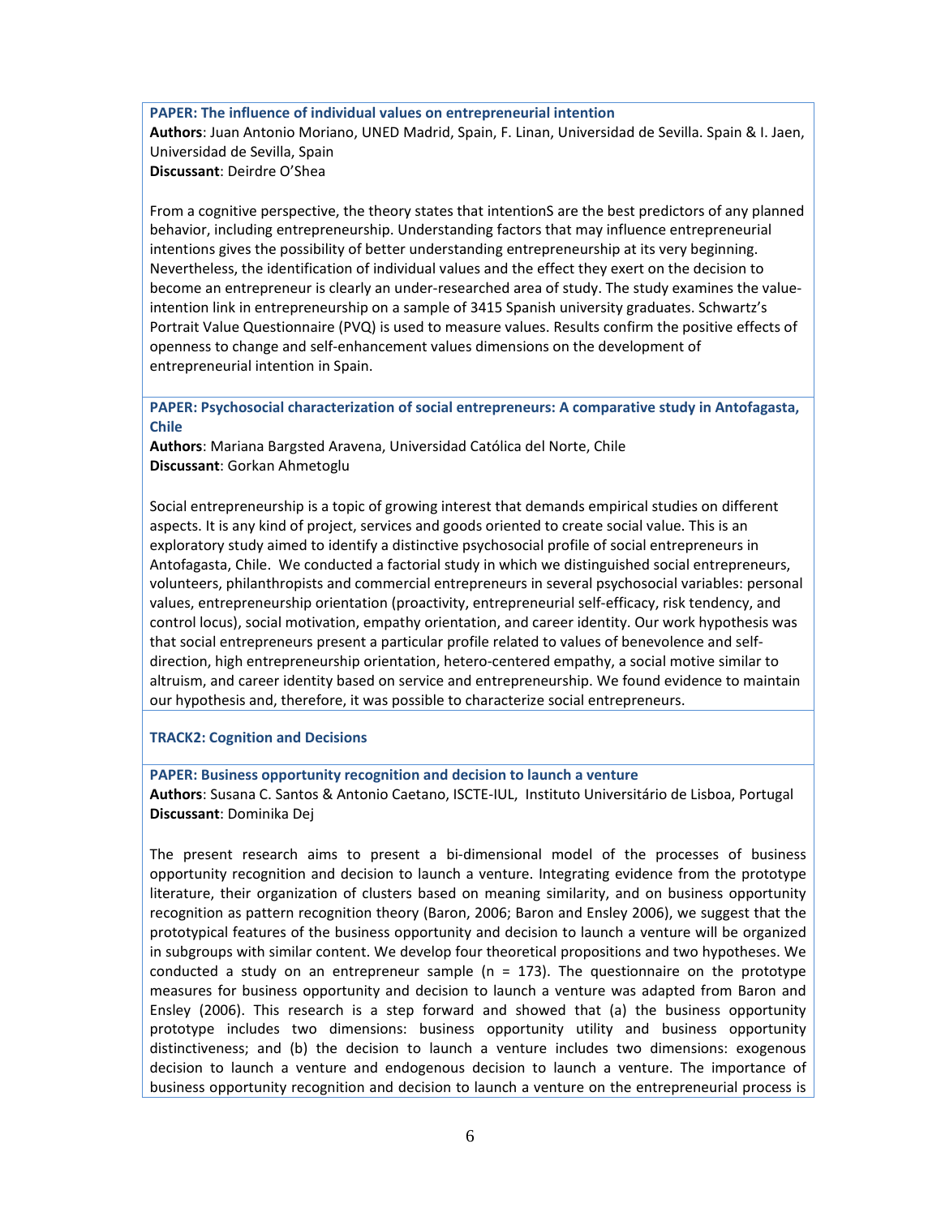**PAPER: The influence of individual values on entrepreneurial intention**

**Authors**: Juan Antonio Moriano, UNED Madrid, Spain, F. Linan, Universidad de Sevilla. Spain & I. Jaen, Universidad de Sevilla, Spain

**Discussant**: Deirdre O'Shea

From a cognitive perspective, the theory states that intentionS are the best predictors of any planned behavior, including entrepreneurship. Understanding factors that may influence entrepreneurial intentions gives the possibility of better understanding entrepreneurship at its very beginning. Nevertheless, the identification of individual values and the effect they exert on the decision to become an entrepreneur is clearly an under-researched area of study. The study examines the value-intention link in entrepreneurship on a sample of 3415 Spanish university graduates. Schwartz's Portrait Value Questionnaire (PVQ) is used to measure values. Results confirm the positive effects of openness to change and self-enhancement values dimensions on the development of entrepreneurial intention in Spain.

**PAPER: Psychosocial characterization of social entrepreneurs: A comparative study in Antofagasta, Chile**

**Authors**: Mariana Bargsted Aravena, Universidad Católica del Norte, Chile

**Discussant**: Gorkan Ahmetoglu

Social entrepreneurship is a topic of growing interest that demands empirical studies on different aspects. It is any kind of project, services and goods oriented to create social value. This is an exploratory study aimed to identify a distinctive psychosocial profile of social entrepreneurs in Antofagasta, Chile. We conducted a factorial study in which we distinguished social entrepreneurs, volunteers, philanthropists and commercial entrepreneurs in several psychosocial variables: personal values, entrepreneurship orientation (proactivity, entrepreneurial self-efficacy, risk tendency, and control locus), social motivation, empathy orientation, and career identity. Our work hypothesis was that social entrepreneurs present a particular profile related to values of benevolence and self-direction, high entrepreneurship orientation, hetero-centered empathy, a social motive similar to altruism, and career identity based on service and entrepreneurship. We found evidence to maintain our hypothesis and, therefore, it was possible to characterize social entrepreneurs.

## TRACK2: Cognition and Decisions

**PAPER: Business opportunity recognition and decision to launch a venture**

**Authors**: Susana C. Santos & Antonio Caetano, ISCTE-IUL, Instituto Universitário de Lisboa, Portugal

**Discussant**: Dominika Dej

The present research aims to present a bi-dimensional model of the processes of business opportunity recognition and decision to launch a venture. Integrating evidence from the prototype literature, their organization of clusters based on meaning similarity, and on business opportunity recognition as pattern recognition theory (Baron, 2006; Baron and Ensley 2006), we suggest that the prototypical features of the business opportunity and decision to launch a venture will be organized in subgroups with similar content. We develop four theoretical propositions and two hypotheses. We conducted a study on an entrepreneur sample (n = 173). The questionnaire on the prototype measures for business opportunity and decision to launch a venture was adapted from Baron and Ensley (2006). This research is a step forward and showed that (a) the business opportunity prototype includes two dimensions: business opportunity utility and business opportunity distinctiveness; and (b) the decision to launch a venture includes two dimensions: exogenous decision to launch a venture and endogenous decision to launch a venture. The importance of business opportunity recognition and decision to launch a venture on the entrepreneurial process is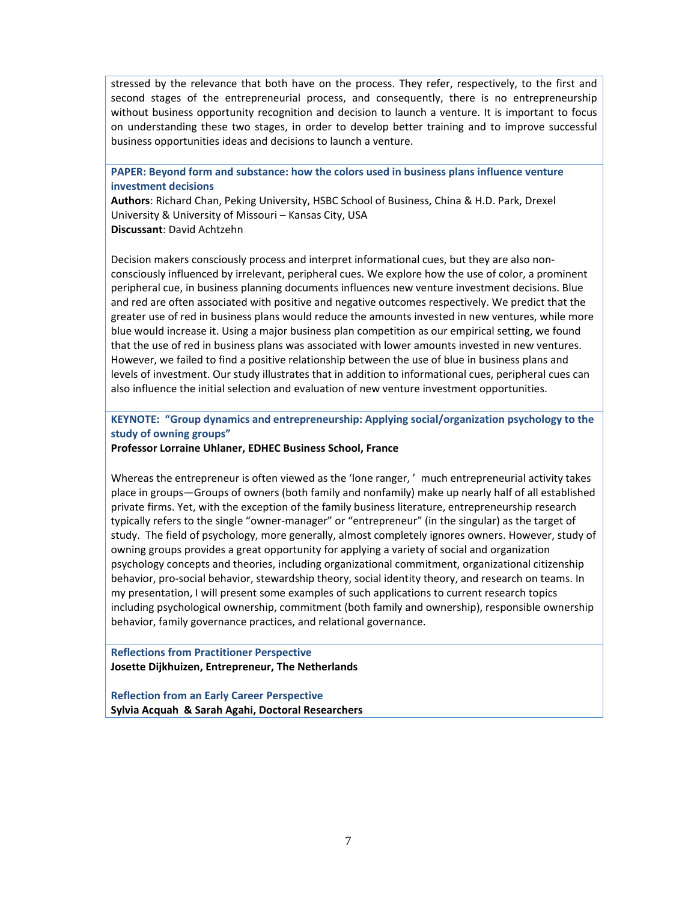stressed by the relevance that both have on the process. They refer, respectively, to the first and second stages of the entrepreneurial process, and consequently, there is no entrepreneurship without business opportunity recognition and decision to launch a venture. It is important to focus on understanding these two stages, in order to develop better training and to improve successful business opportunities ideas and decisions to launch a venture.

**PAPER: Beyond form and substance: how the colors used in business plans influence venture investment decisions**

**Authors**: Richard Chan, Peking University, HSBC School of Business, China & H.D. Park, Drexel University & University of Missouri – Kansas City, USA

**Discussant**: David Achtzehn

Decision makers consciously process and interpret informational cues, but they are also non-consciously influenced by irrelevant, peripheral cues. We explore how the use of color, a prominent peripheral cue, in business planning documents influences new venture investment decisions. Blue and red are often associated with positive and negative outcomes respectively. We predict that the greater use of red in business plans would reduce the amounts invested in new ventures, while more blue would increase it. Using a major business plan competition as our empirical setting, we found that the use of red in business plans was associated with lower amounts invested in new ventures. However, we failed to find a positive relationship between the use of blue in business plans and levels of investment. Our study illustrates that in addition to informational cues, peripheral cues can also influence the initial selection and evaluation of new venture investment opportunities.

**KEYNOTE: "Group dynamics and entrepreneurship: Applying social/organization psychology to the study of owning groups"**

**Professor Lorraine Uhlaner, EDHEC Business School, France**

Whereas the entrepreneur is often viewed as the 'lone ranger,' much entrepreneurial activity takes place in groups—Groups of owners (both family and nonfamily) make up nearly half of all established private firms. Yet, with the exception of the family business literature, entrepreneurship research typically refers to the single "owner-manager" or "entrepreneur" (in the singular) as the target of study. The field of psychology, more generally, almost completely ignores owners. However, study of owning groups provides a great opportunity for applying a variety of social and organization psychology concepts and theories, including organizational commitment, organizational citizenship behavior, pro-social behavior, stewardship theory, social identity theory, and research on teams. In my presentation, I will present some examples of such applications to current research topics including psychological ownership, commitment (both family and ownership), responsible ownership behavior, family governance practices, and relational governance.

**Reflections from Practitioner Perspective**

**Josette Dijkhuizen, Entrepreneur, The Netherlands**

**Reflection from an Early Career Perspective**

**Sylvia Acquah & Sarah Agahi, Doctoral Researchers**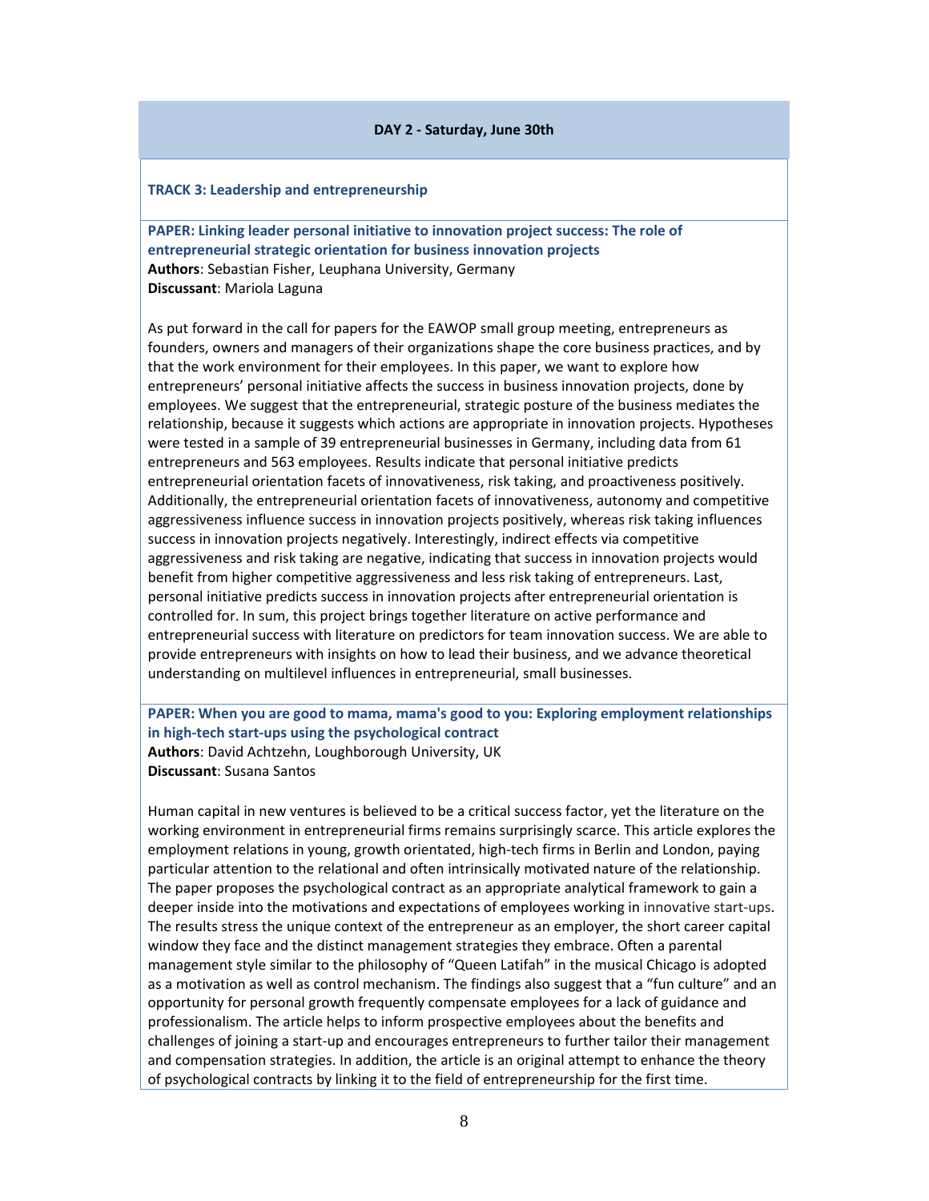## DAY 2 - Saturday, June 30th

### TRACK 3: Leadership and entrepreneurship

**PAPER: Linking leader personal initiative to innovation project success: The role of entrepreneurial strategic orientation for business innovation projects**
**Authors**: Sebastian Fisher, Leuphana University, Germany
**Discussant**: Mariola Laguna

As put forward in the call for papers for the EAWOP small group meeting, entrepreneurs as founders, owners and managers of their organizations shape the core business practices, and by that the work environment for their employees. In this paper, we want to explore how entrepreneurs' personal initiative affects the success in business innovation projects, done by employees. We suggest that the entrepreneurial, strategic posture of the business mediates the relationship, because it suggests which actions are appropriate in innovation projects. Hypotheses were tested in a sample of 39 entrepreneurial businesses in Germany, including data from 61 entrepreneurs and 563 employees. Results indicate that personal initiative predicts entrepreneurial orientation facets of innovativeness, risk taking, and proactiveness positively. Additionally, the entrepreneurial orientation facets of innovativeness, autonomy and competitive aggressiveness influence success in innovation projects positively, whereas risk taking influences success in innovation projects negatively. Interestingly, indirect effects via competitive aggressiveness and risk taking are negative, indicating that success in innovation projects would benefit from higher competitive aggressiveness and less risk taking of entrepreneurs. Last, personal initiative predicts success in innovation projects after entrepreneurial orientation is controlled for. In sum, this project brings together literature on active performance and entrepreneurial success with literature on predictors for team innovation success. We are able to provide entrepreneurs with insights on how to lead their business, and we advance theoretical understanding on multilevel influences in entrepreneurial, small businesses.

**PAPER: When you are good to mama, mama's good to you: Exploring employment relationships in high-tech start-ups using the psychological contract**
**Authors**: David Achtzehn, Loughborough University, UK
**Discussant**: Susana Santos

Human capital in new ventures is believed to be a critical success factor, yet the literature on the working environment in entrepreneurial firms remains surprisingly scarce. This article explores the employment relations in young, growth orientated, high-tech firms in Berlin and London, paying particular attention to the relational and often intrinsically motivated nature of the relationship. The paper proposes the psychological contract as an appropriate analytical framework to gain a deeper inside into the motivations and expectations of employees working in innovative start-ups. The results stress the unique context of the entrepreneur as an employer, the short career capital window they face and the distinct management strategies they embrace. Often a parental management style similar to the philosophy of "Queen Latifah" in the musical Chicago is adopted as a motivation as well as control mechanism. The findings also suggest that a "fun culture" and an opportunity for personal growth frequently compensate employees for a lack of guidance and professionalism. The article helps to inform prospective employees about the benefits and challenges of joining a start-up and encourages entrepreneurs to further tailor their management and compensation strategies. In addition, the article is an original attempt to enhance the theory of psychological contracts by linking it to the field of entrepreneurship for the first time.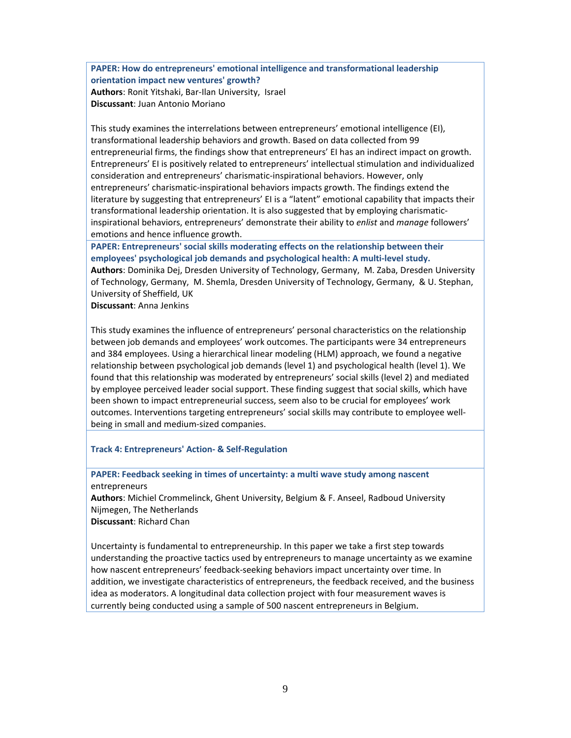**PAPER: How do entrepreneurs' emotional intelligence and transformational leadership orientation impact new ventures' growth?**
**Authors**: Ronit Yitshaki, Bar-Ilan University, Israel
**Discussant**: Juan Antonio Moriano

This study examines the interrelations between entrepreneurs' emotional intelligence (EI), transformational leadership behaviors and growth. Based on data collected from 99 entrepreneurial firms, the findings show that entrepreneurs' EI has an indirect impact on growth. Entrepreneurs' EI is positively related to entrepreneurs' intellectual stimulation and individualized consideration and entrepreneurs' charismatic-inspirational behaviors. However, only entrepreneurs' charismatic-inspirational behaviors impacts growth. The findings extend the literature by suggesting that entrepreneurs' EI is a "latent" emotional capability that impacts their transformational leadership orientation. It is also suggested that by employing charismatic-inspirational behaviors, entrepreneurs' demonstrate their ability to *enlist* and *manage* followers' emotions and hence influence growth.

**PAPER: Entrepreneurs' social skills moderating effects on the relationship between their employees' psychological job demands and psychological health: A multi-level study.**
**Authors**: Dominika Dej, Dresden University of Technology, Germany, M. Zaba, Dresden University of Technology, Germany, M. Shemla, Dresden University of Technology, Germany, & U. Stephan, University of Sheffield, UK
**Discussant**: Anna Jenkins

This study examines the influence of entrepreneurs' personal characteristics on the relationship between job demands and employees' work outcomes. The participants were 34 entrepreneurs and 384 employees. Using a hierarchical linear modeling (HLM) approach, we found a negative relationship between psychological job demands (level 1) and psychological health (level 1). We found that this relationship was moderated by entrepreneurs' social skills (level 2) and mediated by employee perceived leader social support. These finding suggest that social skills, which have been shown to impact entrepreneurial success, seem also to be crucial for employees' work outcomes. Interventions targeting entrepreneurs' social skills may contribute to employee well-being in small and medium-sized companies.

## Track 4: Entrepreneurs' Action- & Self-Regulation

**PAPER: Feedback seeking in times of uncertainty: a multi wave study among nascent** entrepreneurs
**Authors**: Michiel Crommelinck, Ghent University, Belgium & F. Anseel, Radboud University Nijmegen, The Netherlands
**Discussant**: Richard Chan

Uncertainty is fundamental to entrepreneurship. In this paper we take a first step towards understanding the proactive tactics used by entrepreneurs to manage uncertainty as we examine how nascent entrepreneurs' feedback-seeking behaviors impact uncertainty over time. In addition, we investigate characteristics of entrepreneurs, the feedback received, and the business idea as moderators. A longitudinal data collection project with four measurement waves is currently being conducted using a sample of 500 nascent entrepreneurs in Belgium.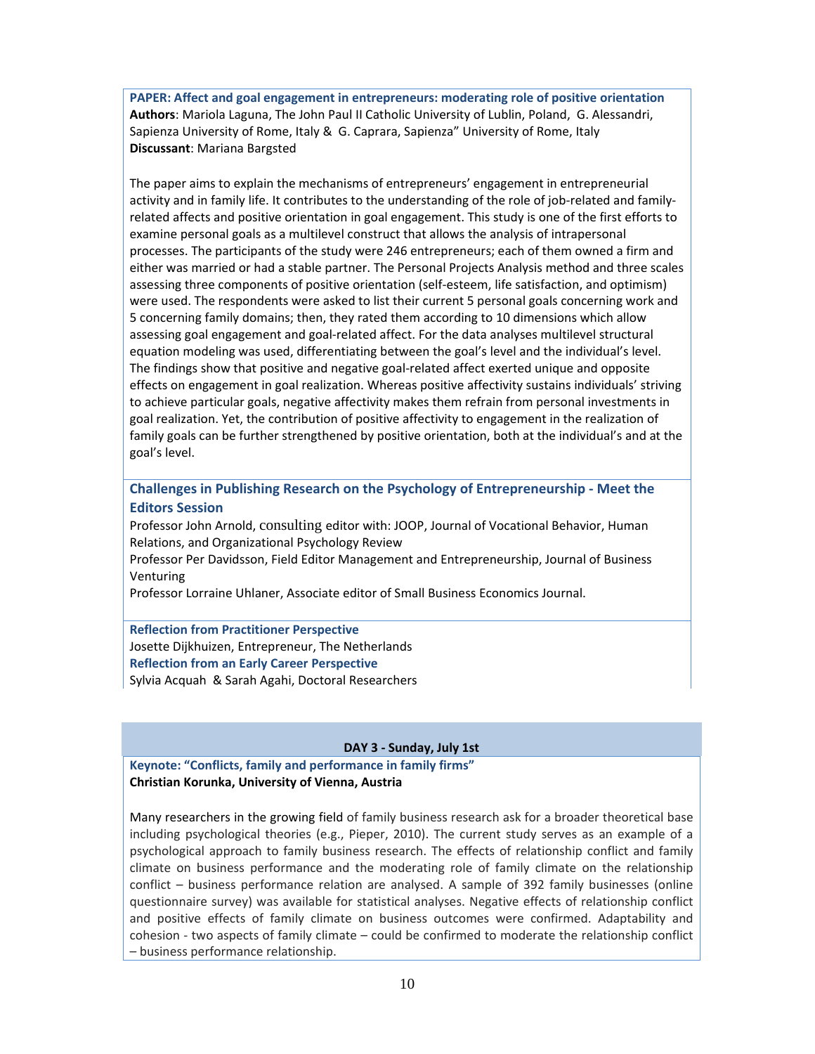**PAPER: Affect and goal engagement in entrepreneurs: moderating role of positive orientation**
**Authors**: Mariola Laguna, The John Paul II Catholic University of Lublin, Poland, G. Alessandri, Sapienza University of Rome, Italy & G. Caprara, Sapienza" University of Rome, Italy
**Discussant**: Mariana Bargsted

The paper aims to explain the mechanisms of entrepreneurs' engagement in entrepreneurial activity and in family life. It contributes to the understanding of the role of job-related and family-related affects and positive orientation in goal engagement. This study is one of the first efforts to examine personal goals as a multilevel construct that allows the analysis of intrapersonal processes. The participants of the study were 246 entrepreneurs; each of them owned a firm and either was married or had a stable partner. The Personal Projects Analysis method and three scales assessing three components of positive orientation (self-esteem, life satisfaction, and optimism) were used. The respondents were asked to list their current 5 personal goals concerning work and 5 concerning family domains; then, they rated them according to 10 dimensions which allow assessing goal engagement and goal-related affect. For the data analyses multilevel structural equation modeling was used, differentiating between the goal's level and the individual's level. The findings show that positive and negative goal-related affect exerted unique and opposite effects on engagement in goal realization. Whereas positive affectivity sustains individuals' striving to achieve particular goals, negative affectivity makes them refrain from personal investments in goal realization. Yet, the contribution of positive affectivity to engagement in the realization of family goals can be further strengthened by positive orientation, both at the individual's and at the goal's level.

**Challenges in Publishing Research on the Psychology of Entrepreneurship - Meet the Editors Session**

Professor John Arnold, consulting editor with: JOOP, Journal of Vocational Behavior, Human Relations, and Organizational Psychology Review
Professor Per Davidsson, Field Editor Management and Entrepreneurship, Journal of Business Venturing
Professor Lorraine Uhlaner, Associate editor of Small Business Economics Journal.

**Reflection from Practitioner Perspective**
Josette Dijkhuizen, Entrepreneur, The Netherlands
**Reflection from an Early Career Perspective**
Sylvia Acquah & Sarah Agahi, Doctoral Researchers

## DAY 3 - Sunday, July 1st

**Keynote: "Conflicts, family and performance in family firms"**
**Christian Korunka, University of Vienna, Austria**

Many researchers in the growing field of family business research ask for a broader theoretical base including psychological theories (e.g., Pieper, 2010). The current study serves as an example of a psychological approach to family business research. The effects of relationship conflict and family climate on business performance and the moderating role of family climate on the relationship conflict – business performance relation are analysed. A sample of 392 family businesses (online questionnaire survey) was available for statistical analyses. Negative effects of relationship conflict and positive effects of family climate on business outcomes were confirmed. Adaptability and cohesion - two aspects of family climate – could be confirmed to moderate the relationship conflict – business performance relationship.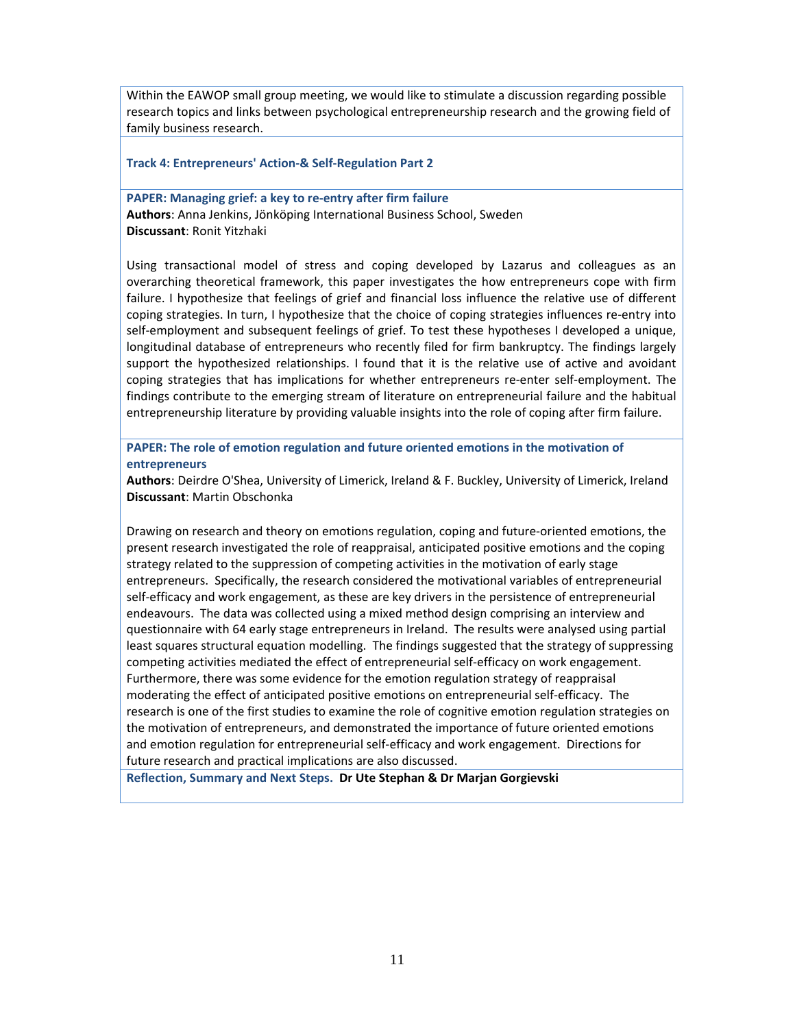Within the EAWOP small group meeting, we would like to stimulate a discussion regarding possible research topics and links between psychological entrepreneurship research and the growing field of family business research.

### Track 4: Entrepreneurs' Action-& Self-Regulation Part 2

#### PAPER: Managing grief: a key to re-entry after firm failure

**Authors**: Anna Jenkins, Jönköping International Business School, Sweden
**Discussant**: Ronit Yitzhaki

Using transactional model of stress and coping developed by Lazarus and colleagues as an overarching theoretical framework, this paper investigates the how entrepreneurs cope with firm failure. I hypothesize that feelings of grief and financial loss influence the relative use of different coping strategies. In turn, I hypothesize that the choice of coping strategies influences re-entry into self-employment and subsequent feelings of grief. To test these hypotheses I developed a unique, longitudinal database of entrepreneurs who recently filed for firm bankruptcy. The findings largely support the hypothesized relationships. I found that it is the relative use of active and avoidant coping strategies that has implications for whether entrepreneurs re-enter self-employment. The findings contribute to the emerging stream of literature on entrepreneurial failure and the habitual entrepreneurship literature by providing valuable insights into the role of coping after firm failure.

#### PAPER: The role of emotion regulation and future oriented emotions in the motivation of entrepreneurs

**Authors**: Deirdre O'Shea, University of Limerick, Ireland & F. Buckley, University of Limerick, Ireland
**Discussant**: Martin Obschonka

Drawing on research and theory on emotions regulation, coping and future-oriented emotions, the present research investigated the role of reappraisal, anticipated positive emotions and the coping strategy related to the suppression of competing activities in the motivation of early stage entrepreneurs. Specifically, the research considered the motivational variables of entrepreneurial self-efficacy and work engagement, as these are key drivers in the persistence of entrepreneurial endeavours. The data was collected using a mixed method design comprising an interview and questionnaire with 64 early stage entrepreneurs in Ireland. The results were analysed using partial least squares structural equation modelling. The findings suggested that the strategy of suppressing competing activities mediated the effect of entrepreneurial self-efficacy on work engagement. Furthermore, there was some evidence for the emotion regulation strategy of reappraisal moderating the effect of anticipated positive emotions on entrepreneurial self-efficacy. The research is one of the first studies to examine the role of cognitive emotion regulation strategies on the motivation of entrepreneurs, and demonstrated the importance of future oriented emotions and emotion regulation for entrepreneurial self-efficacy and work engagement. Directions for future research and practical implications are also discussed.

**Reflection, Summary and Next Steps. Dr Ute Stephan & Dr Marjan Gorgievski**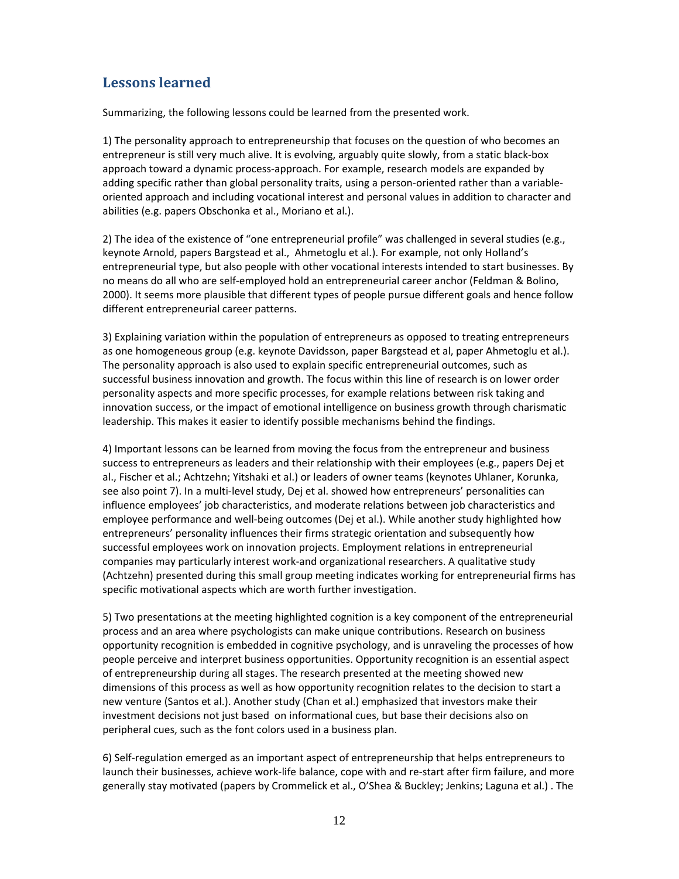## Lessons learned

Summarizing, the following lessons could be learned from the presented work.

1) The personality approach to entrepreneurship that focuses on the question of who becomes an entrepreneur is still very much alive. It is evolving, arguably quite slowly, from a static black-box approach toward a dynamic process-approach. For example, research models are expanded by adding specific rather than global personality traits, using a person-oriented rather than a variable-oriented approach and including vocational interest and personal values in addition to character and abilities (e.g. papers Obschonka et al., Moriano et al.).

2) The idea of the existence of "one entrepreneurial profile" was challenged in several studies (e.g., keynote Arnold, papers Bargstead et al., Ahmetoglu et al.). For example, not only Holland's entrepreneurial type, but also people with other vocational interests intended to start businesses. By no means do all who are self-employed hold an entrepreneurial career anchor (Feldman & Bolino, 2000). It seems more plausible that different types of people pursue different goals and hence follow different entrepreneurial career patterns.

3) Explaining variation within the population of entrepreneurs as opposed to treating entrepreneurs as one homogeneous group (e.g. keynote Davidsson, paper Bargstead et al, paper Ahmetoglu et al.). The personality approach is also used to explain specific entrepreneurial outcomes, such as successful business innovation and growth. The focus within this line of research is on lower order personality aspects and more specific processes, for example relations between risk taking and innovation success, or the impact of emotional intelligence on business growth through charismatic leadership. This makes it easier to identify possible mechanisms behind the findings.

4) Important lessons can be learned from moving the focus from the entrepreneur and business success to entrepreneurs as leaders and their relationship with their employees (e.g., papers Dej et al., Fischer et al.; Achtzehn; Yitshaki et al.) or leaders of owner teams (keynotes Uhlaner, Korunka, see also point 7). In a multi-level study, Dej et al. showed how entrepreneurs' personalities can influence employees' job characteristics, and moderate relations between job characteristics and employee performance and well-being outcomes (Dej et al.). While another study highlighted how entrepreneurs' personality influences their firms strategic orientation and subsequently how successful employees work on innovation projects. Employment relations in entrepreneurial companies may particularly interest work-and organizational researchers. A qualitative study (Achtzehn) presented during this small group meeting indicates working for entrepreneurial firms has specific motivational aspects which are worth further investigation.

5) Two presentations at the meeting highlighted cognition is a key component of the entrepreneurial process and an area where psychologists can make unique contributions. Research on business opportunity recognition is embedded in cognitive psychology, and is unraveling the processes of how people perceive and interpret business opportunities. Opportunity recognition is an essential aspect of entrepreneurship during all stages. The research presented at the meeting showed new dimensions of this process as well as how opportunity recognition relates to the decision to start a new venture (Santos et al.). Another study (Chan et al.) emphasized that investors make their investment decisions not just based on informational cues, but base their decisions also on peripheral cues, such as the font colors used in a business plan.

6) Self-regulation emerged as an important aspect of entrepreneurship that helps entrepreneurs to launch their businesses, achieve work-life balance, cope with and re-start after firm failure, and more generally stay motivated (papers by Crommelick et al., O'Shea & Buckley; Jenkins; Laguna et al.) . The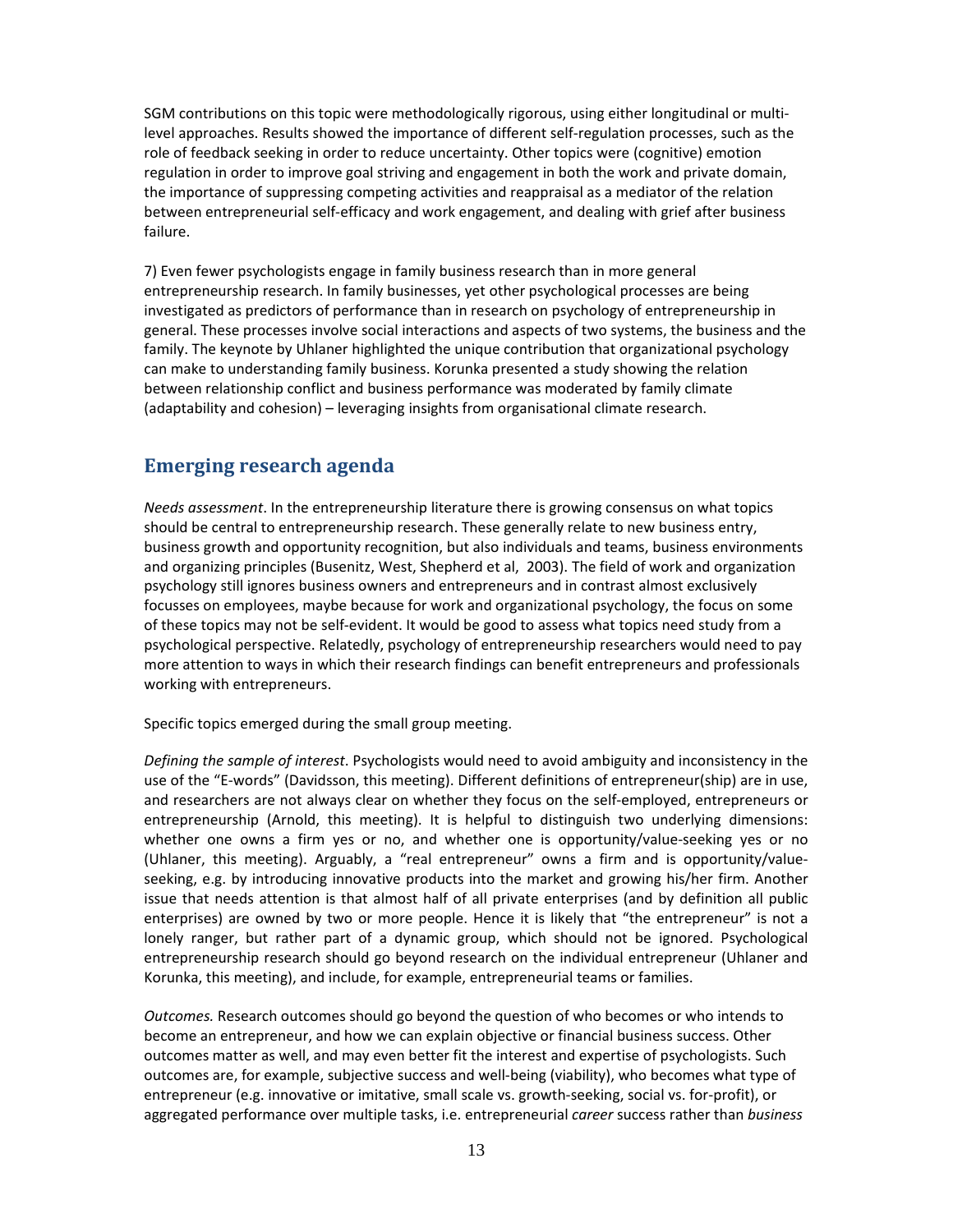SGM contributions on this topic were methodologically rigorous, using either longitudinal or multi-level approaches. Results showed the importance of different self-regulation processes, such as the role of feedback seeking in order to reduce uncertainty. Other topics were (cognitive) emotion regulation in order to improve goal striving and engagement in both the work and private domain, the importance of suppressing competing activities and reappraisal as a mediator of the relation between entrepreneurial self-efficacy and work engagement, and dealing with grief after business failure.

7) Even fewer psychologists engage in family business research than in more general entrepreneurship research. In family businesses, yet other psychological processes are being investigated as predictors of performance than in research on psychology of entrepreneurship in general. These processes involve social interactions and aspects of two systems, the business and the family. The keynote by Uhlaner highlighted the unique contribution that organizational psychology can make to understanding family business. Korunka presented a study showing the relation between relationship conflict and business performance was moderated by family climate (adaptability and cohesion) – leveraging insights from organisational climate research.

## Emerging research agenda

*Needs assessment*. In the entrepreneurship literature there is growing consensus on what topics should be central to entrepreneurship research. These generally relate to new business entry, business growth and opportunity recognition, but also individuals and teams, business environments and organizing principles (Busenitz, West, Shepherd et al, 2003). The field of work and organization psychology still ignores business owners and entrepreneurs and in contrast almost exclusively focusses on employees, maybe because for work and organizational psychology, the focus on some of these topics may not be self-evident. It would be good to assess what topics need study from a psychological perspective. Relatedly, psychology of entrepreneurship researchers would need to pay more attention to ways in which their research findings can benefit entrepreneurs and professionals working with entrepreneurs.

Specific topics emerged during the small group meeting.

*Defining the sample of interest*. Psychologists would need to avoid ambiguity and inconsistency in the use of the "E-words" (Davidsson, this meeting). Different definitions of entrepreneur(ship) are in use, and researchers are not always clear on whether they focus on the self-employed, entrepreneurs or entrepreneurship (Arnold, this meeting). It is helpful to distinguish two underlying dimensions: whether one owns a firm yes or no, and whether one is opportunity/value-seeking yes or no (Uhlaner, this meeting). Arguably, a "real entrepreneur" owns a firm and is opportunity/value-seeking, e.g. by introducing innovative products into the market and growing his/her firm. Another issue that needs attention is that almost half of all private enterprises (and by definition all public enterprises) are owned by two or more people. Hence it is likely that "the entrepreneur" is not a lonely ranger, but rather part of a dynamic group, which should not be ignored. Psychological entrepreneurship research should go beyond research on the individual entrepreneur (Uhlaner and Korunka, this meeting), and include, for example, entrepreneurial teams or families.

*Outcomes.* Research outcomes should go beyond the question of who becomes or who intends to become an entrepreneur, and how we can explain objective or financial business success. Other outcomes matter as well, and may even better fit the interest and expertise of psychologists. Such outcomes are, for example, subjective success and well-being (viability), who becomes what type of entrepreneur (e.g. innovative or imitative, small scale vs. growth-seeking, social vs. for-profit), or aggregated performance over multiple tasks, i.e. entrepreneurial *career* success rather than *business*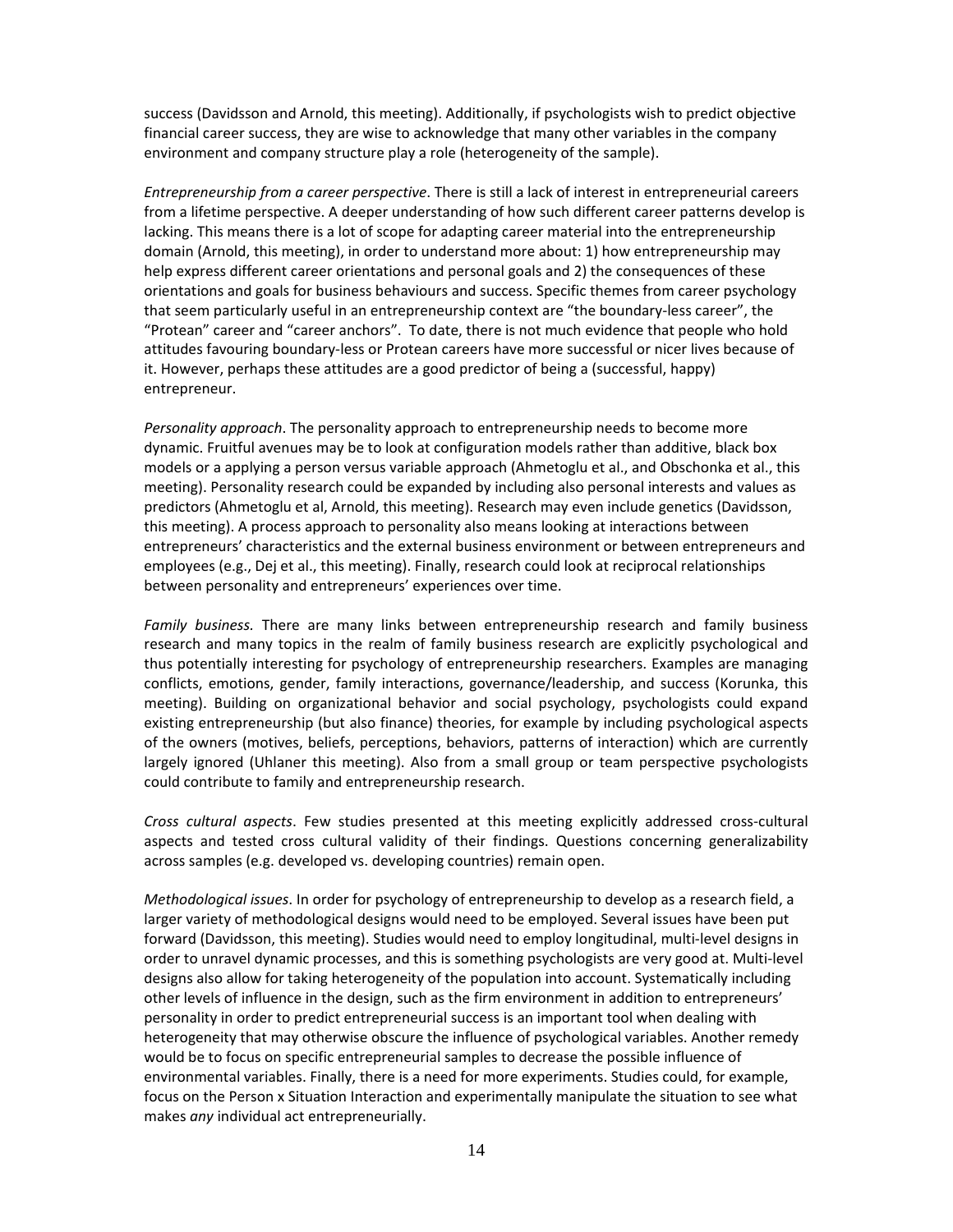success (Davidsson and Arnold, this meeting). Additionally, if psychologists wish to predict objective financial career success, they are wise to acknowledge that many other variables in the company environment and company structure play a role (heterogeneity of the sample).

*Entrepreneurship from a career perspective*. There is still a lack of interest in entrepreneurial careers from a lifetime perspective. A deeper understanding of how such different career patterns develop is lacking. This means there is a lot of scope for adapting career material into the entrepreneurship domain (Arnold, this meeting), in order to understand more about: 1) how entrepreneurship may help express different career orientations and personal goals and 2) the consequences of these orientations and goals for business behaviours and success. Specific themes from career psychology that seem particularly useful in an entrepreneurship context are "the boundary-less career", the "Protean" career and "career anchors". To date, there is not much evidence that people who hold attitudes favouring boundary-less or Protean careers have more successful or nicer lives because of it. However, perhaps these attitudes are a good predictor of being a (successful, happy) entrepreneur.

*Personality approach*. The personality approach to entrepreneurship needs to become more dynamic. Fruitful avenues may be to look at configuration models rather than additive, black box models or a applying a person versus variable approach (Ahmetoglu et al., and Obschonka et al., this meeting). Personality research could be expanded by including also personal interests and values as predictors (Ahmetoglu et al, Arnold, this meeting). Research may even include genetics (Davidsson, this meeting). A process approach to personality also means looking at interactions between entrepreneurs' characteristics and the external business environment or between entrepreneurs and employees (e.g., Dej et al., this meeting). Finally, research could look at reciprocal relationships between personality and entrepreneurs' experiences over time.

*Family business.* There are many links between entrepreneurship research and family business research and many topics in the realm of family business research are explicitly psychological and thus potentially interesting for psychology of entrepreneurship researchers. Examples are managing conflicts, emotions, gender, family interactions, governance/leadership, and success (Korunka, this meeting). Building on organizational behavior and social psychology, psychologists could expand existing entrepreneurship (but also finance) theories, for example by including psychological aspects of the owners (motives, beliefs, perceptions, behaviors, patterns of interaction) which are currently largely ignored (Uhlaner this meeting). Also from a small group or team perspective psychologists could contribute to family and entrepreneurship research.

*Cross cultural aspects*. Few studies presented at this meeting explicitly addressed cross-cultural aspects and tested cross cultural validity of their findings. Questions concerning generalizability across samples (e.g. developed vs. developing countries) remain open.

*Methodological issues*. In order for psychology of entrepreneurship to develop as a research field, a larger variety of methodological designs would need to be employed. Several issues have been put forward (Davidsson, this meeting). Studies would need to employ longitudinal, multi-level designs in order to unravel dynamic processes, and this is something psychologists are very good at. Multi-level designs also allow for taking heterogeneity of the population into account. Systematically including other levels of influence in the design, such as the firm environment in addition to entrepreneurs' personality in order to predict entrepreneurial success is an important tool when dealing with heterogeneity that may otherwise obscure the influence of psychological variables. Another remedy would be to focus on specific entrepreneurial samples to decrease the possible influence of environmental variables. Finally, there is a need for more experiments. Studies could, for example, focus on the Person x Situation Interaction and experimentally manipulate the situation to see what makes *any* individual act entrepreneurially.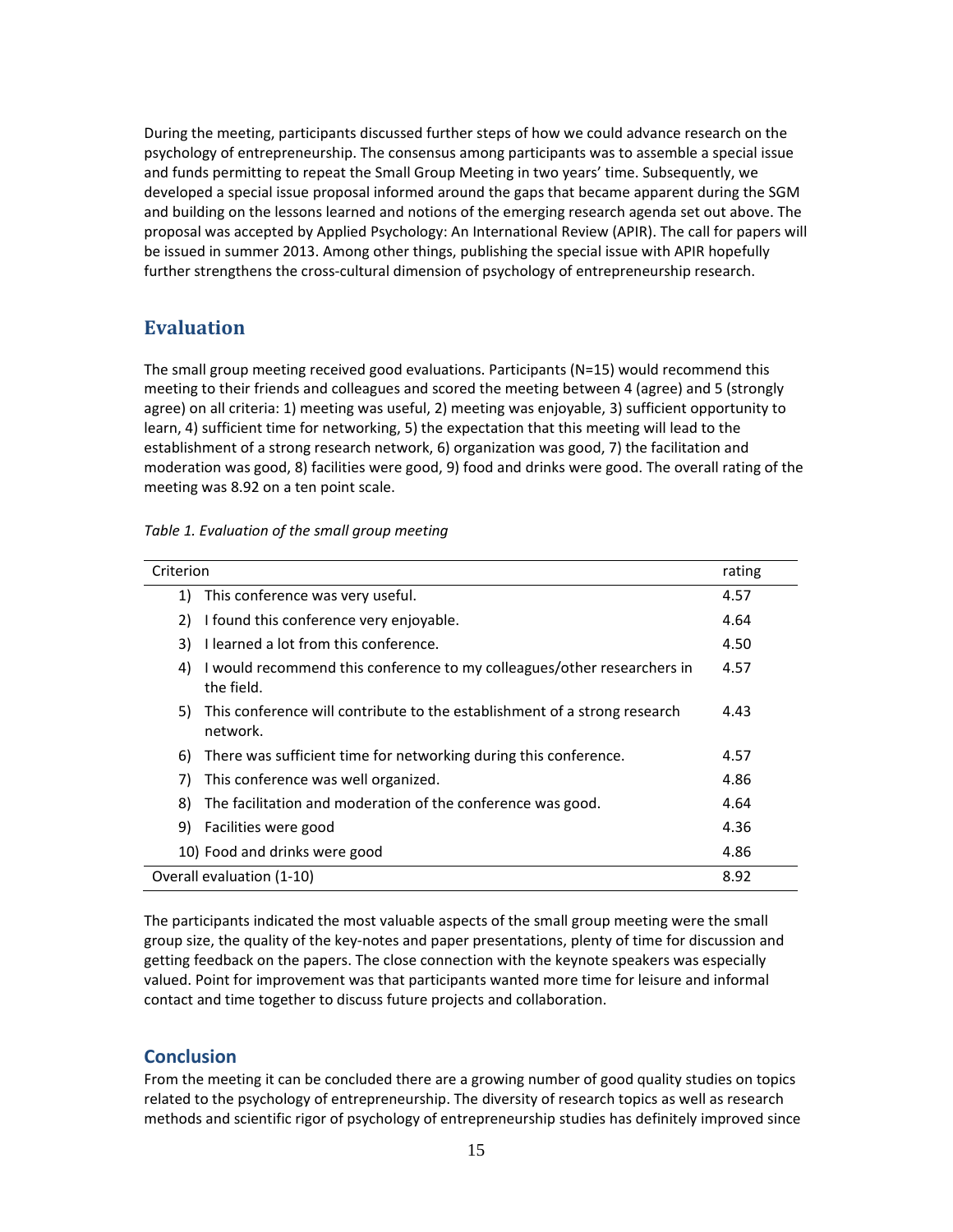During the meeting, participants discussed further steps of how we could advance research on the psychology of entrepreneurship. The consensus among participants was to assemble a special issue and funds permitting to repeat the Small Group Meeting in two years' time. Subsequently, we developed a special issue proposal informed around the gaps that became apparent during the SGM and building on the lessons learned and notions of the emerging research agenda set out above. The proposal was accepted by Applied Psychology: An International Review (APIR). The call for papers will be issued in summer 2013. Among other things, publishing the special issue with APIR hopefully further strengthens the cross-cultural dimension of psychology of entrepreneurship research.

## Evaluation

The small group meeting received good evaluations. Participants (N=15) would recommend this meeting to their friends and colleagues and scored the meeting between 4 (agree) and 5 (strongly agree) on all criteria: 1) meeting was useful, 2) meeting was enjoyable, 3) sufficient opportunity to learn, 4) sufficient time for networking, 5) the expectation that this meeting will lead to the establishment of a strong research network, 6) organization was good, 7) the facilitation and moderation was good, 8) facilities were good, 9) food and drinks were good. The overall rating of the meeting was 8.92 on a ten point scale.

*Table 1. Evaluation of the small group meeting*

| Criterion | rating |
|---|---|
| 1) This conference was very useful. | 4.57 |
| 2) I found this conference very enjoyable. | 4.64 |
| 3) I learned a lot from this conference. | 4.50 |
| 4) I would recommend this conference to my colleagues/other researchers in the field. | 4.57 |
| 5) This conference will contribute to the establishment of a strong research network. | 4.43 |
| 6) There was sufficient time for networking during this conference. | 4.57 |
| 7) This conference was well organized. | 4.86 |
| 8) The facilitation and moderation of the conference was good. | 4.64 |
| 9) Facilities were good | 4.36 |
| 10) Food and drinks were good | 4.86 |
| Overall evaluation (1-10) | 8.92 |

The participants indicated the most valuable aspects of the small group meeting were the small group size, the quality of the key-notes and paper presentations, plenty of time for discussion and getting feedback on the papers. The close connection with the keynote speakers was especially valued. Point for improvement was that participants wanted more time for leisure and informal contact and time together to discuss future projects and collaboration.

## Conclusion

From the meeting it can be concluded there are a growing number of good quality studies on topics related to the psychology of entrepreneurship. The diversity of research topics as well as research methods and scientific rigor of psychology of entrepreneurship studies has definitely improved since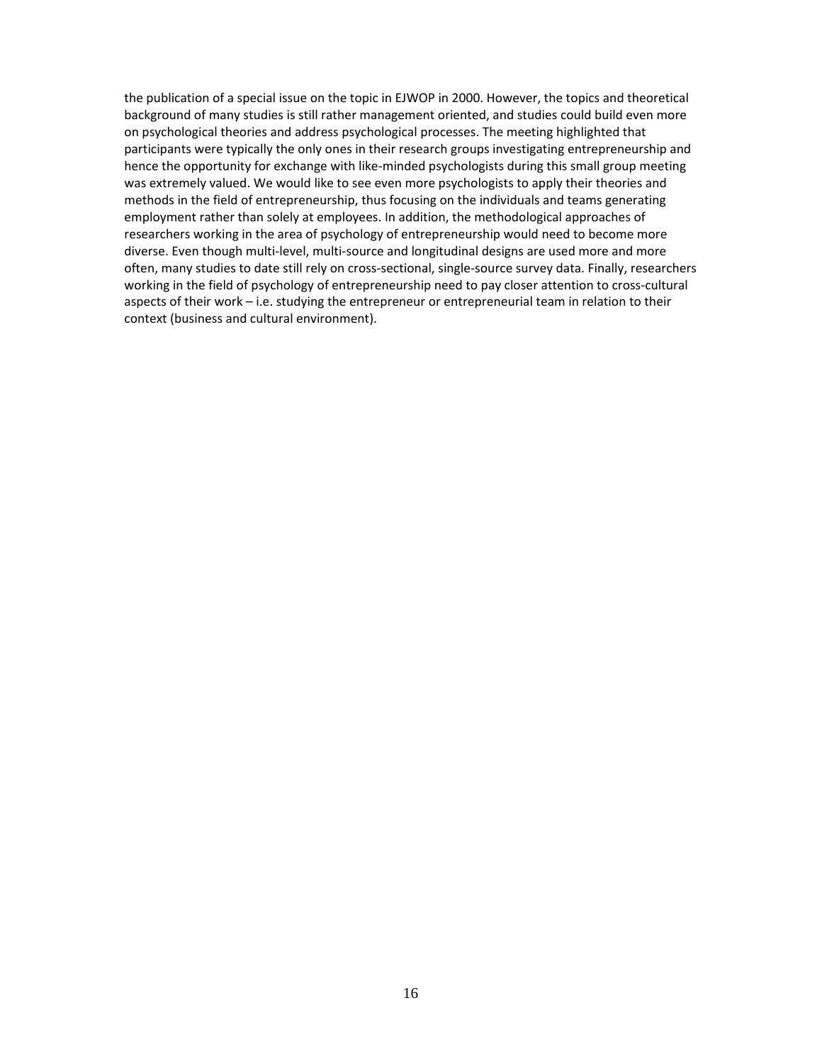the publication of a special issue on the topic in EJWOP in 2000. However, the topics and theoretical background of many studies is still rather management oriented, and studies could build even more on psychological theories and address psychological processes. The meeting highlighted that participants were typically the only ones in their research groups investigating entrepreneurship and hence the opportunity for exchange with like-minded psychologists during this small group meeting was extremely valued. We would like to see even more psychologists to apply their theories and methods in the field of entrepreneurship, thus focusing on the individuals and teams generating employment rather than solely at employees. In addition, the methodological approaches of researchers working in the area of psychology of entrepreneurship would need to become more diverse. Even though multi-level, multi-source and longitudinal designs are used more and more often, many studies to date still rely on cross-sectional, single-source survey data. Finally, researchers working in the field of psychology of entrepreneurship need to pay closer attention to cross-cultural aspects of their work – i.e. studying the entrepreneur or entrepreneurial team in relation to their context (business and cultural environment).